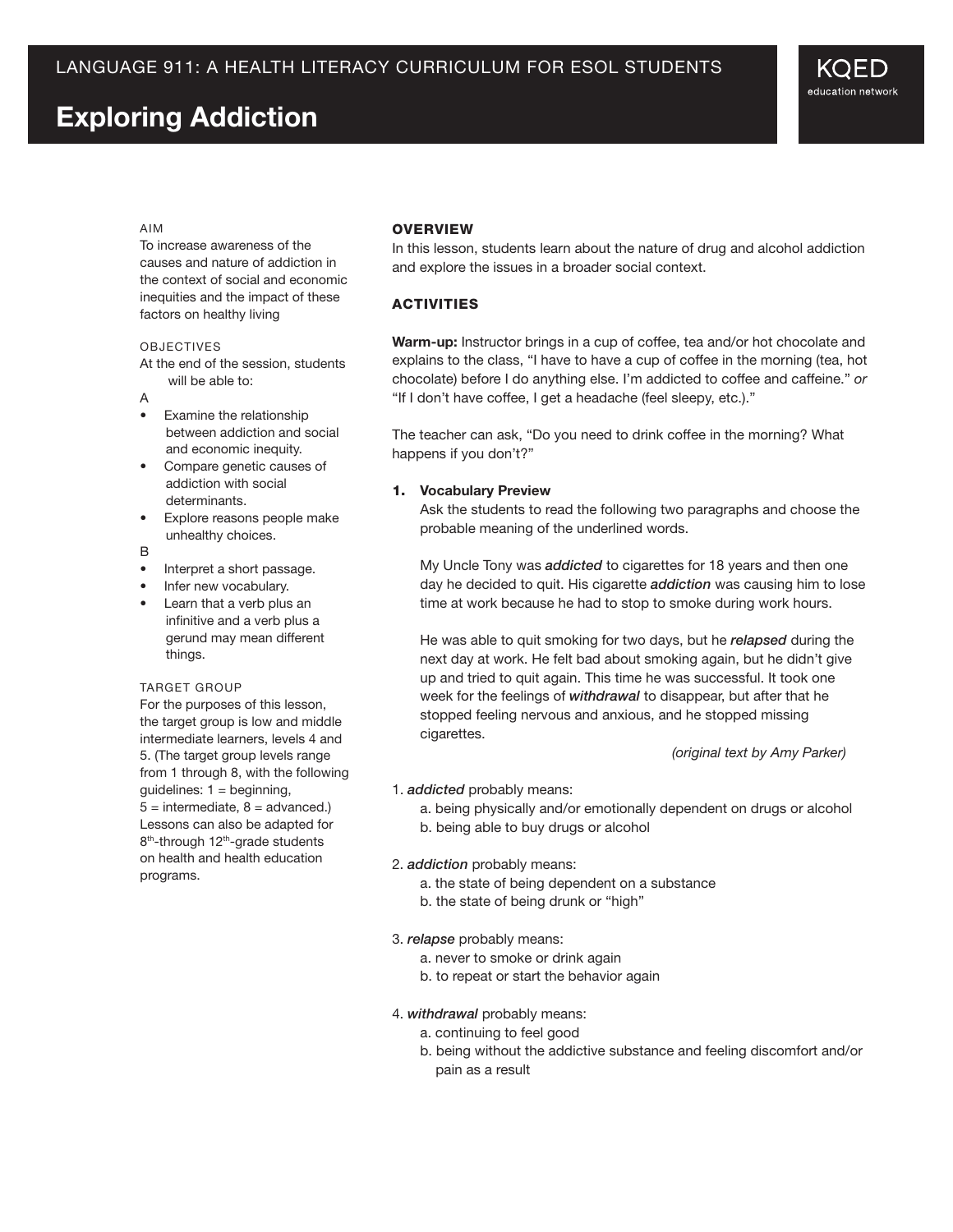LANGUAGE 911: A HEALTH LITERACY CURRICULUM FOR ESOL STUDENTS

KQED education network

# Exploring Addiction

AIM

To increase awareness of the causes and nature of addiction in the context of social and economic inequities and the impact of these factors on healthy living

OBJECTIVES

At the end of the session, students will be able to:

A

- Examine the relationship between addiction and social and economic inequity.
- Compare genetic causes of addiction with social determinants.
- Explore reasons people make unhealthy choices.

B

- Interpret a short passage.
- Infer new vocabulary.
- Learn that a verb plus an infinitive and a verb plus a gerund may mean different things.

TARGET GROUP

For the purposes of this lesson, the target group is low and middle intermediate learners, levels 4 and 5. (The target group levels range from 1 through 8, with the following guidelines: 1 = beginning, 5 = intermediate, 8 = advanced.) Lessons can also be adapted for 8th-through 12th-grade students on health and health education programs.

## OVERVIEW

In this lesson, students learn about the nature of drug and alcohol addiction and explore the issues in a broader social context.

## ACTIVITIES

**Warm-up:** Instructor brings in a cup of coffee, tea and/or hot chocolate and explains to the class, "I have to have a cup of coffee in the morning (tea, hot chocolate) before I do anything else. I'm addicted to coffee and caffeine." *or* "If I don't have coffee, I get a headache (feel sleepy, etc.)."

The teacher can ask, "Do you need to drink coffee in the morning? What happens if you don't?"

**1. Vocabulary Preview**

Ask the students to read the following two paragraphs and choose the probable meaning of the underlined words.

My Uncle Tony was ***addicted*** to cigarettes for 18 years and then one day he decided to quit. His cigarette ***addiction*** was causing him to lose time at work because he had to stop to smoke during work hours.

He was able to quit smoking for two days, but he ***relapsed*** during the next day at work. He felt bad about smoking again, but he didn't give up and tried to quit again. This time he was successful. It took one week for the feelings of ***withdrawal*** to disappear, but after that he stopped feeling nervous and anxious, and he stopped missing cigarettes.

*(original text by Amy Parker)*

1. ***addicted*** probably means:
   a. being physically and/or emotionally dependent on drugs or alcohol
   b. being able to buy drugs or alcohol

2. ***addiction*** probably means:
   a. the state of being dependent on a substance
   b. the state of being drunk or "high"

3. ***relapse*** probably means:
   a. never to smoke or drink again
   b. to repeat or start the behavior again

4. ***withdrawal*** probably means:
   a. continuing to feel good
   b. being without the addictive substance and feeling discomfort and/or pain as a result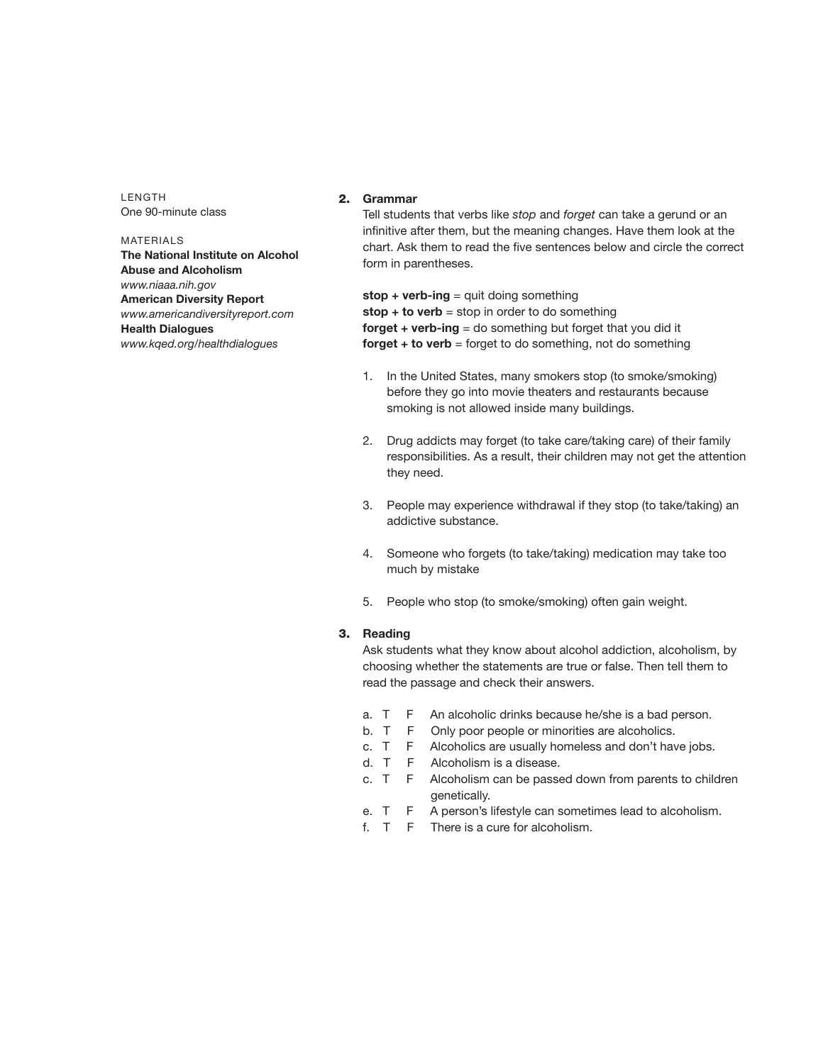LENGTH
One 90-minute class

MATERIALS
**The National Institute on Alcohol Abuse and Alcoholism**
*www.niaaa.nih.gov*
**American Diversity Report**
*www.americandiversityreport.com*
**Health Dialogues**
*www.kqed.org/healthdialogues*

**2. Grammar**

Tell students that verbs like *stop* and *forget* can take a gerund or an infinitive after them, but the meaning changes. Have them look at the chart. Ask them to read the five sentences below and circle the correct form in parentheses.

**stop + verb-ing** = quit doing something
**stop + to verb** = stop in order to do something
**forget + verb-ing** = do something but forget that you did it
**forget + to verb** = forget to do something, not do something

1. In the United States, many smokers stop (to smoke/smoking) before they go into movie theaters and restaurants because smoking is not allowed inside many buildings.

2. Drug addicts may forget (to take care/taking care) of their family responsibilities. As a result, their children may not get the attention they need.

3. People may experience withdrawal if they stop (to take/taking) an addictive substance.

4. Someone who forgets (to take/taking) medication may take too much by mistake

5. People who stop (to smoke/smoking) often gain weight.

**3. Reading**

Ask students what they know about alcohol addiction, alcoholism, by choosing whether the statements are true or false. Then tell them to read the passage and check their answers.

a. T F An alcoholic drinks because he/she is a bad person.
b. T F Only poor people or minorities are alcoholics.
c. T F Alcoholics are usually homeless and don't have jobs.
d. T F Alcoholism is a disease.
c. T F Alcoholism can be passed down from parents to children genetically.
e. T F A person's lifestyle can sometimes lead to alcoholism.
f. T F There is a cure for alcoholism.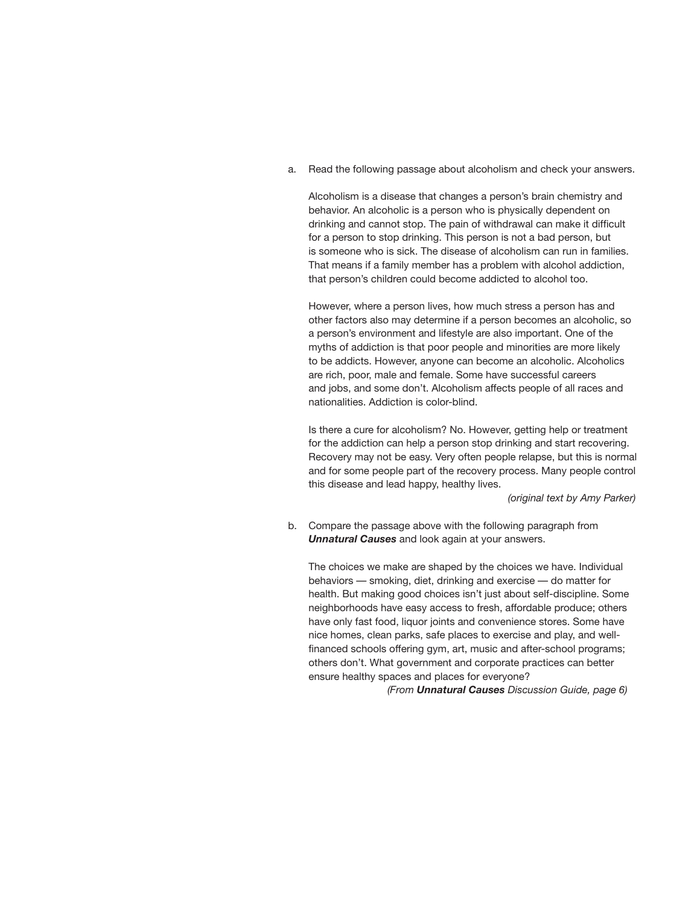a. Read the following passage about alcoholism and check your answers.

Alcoholism is a disease that changes a person's brain chemistry and behavior. An alcoholic is a person who is physically dependent on drinking and cannot stop. The pain of withdrawal can make it difficult for a person to stop drinking. This person is not a bad person, but is someone who is sick. The disease of alcoholism can run in families. That means if a family member has a problem with alcohol addiction, that person's children could become addicted to alcohol too.

However, where a person lives, how much stress a person has and other factors also may determine if a person becomes an alcoholic, so a person's environment and lifestyle are also important. One of the myths of addiction is that poor people and minorities are more likely to be addicts. However, anyone can become an alcoholic. Alcoholics are rich, poor, male and female. Some have successful careers and jobs, and some don't. Alcoholism affects people of all races and nationalities. Addiction is color-blind.

Is there a cure for alcoholism? No. However, getting help or treatment for the addiction can help a person stop drinking and start recovering. Recovery may not be easy. Very often people relapse, but this is normal and for some people part of the recovery process. Many people control this disease and lead happy, healthy lives.

*(original text by Amy Parker)*

b. Compare the passage above with the following paragraph from ***Unnatural Causes*** and look again at your answers.

The choices we make are shaped by the choices we have. Individual behaviors — smoking, diet, drinking and exercise — do matter for health. But making good choices isn't just about self-discipline. Some neighborhoods have easy access to fresh, affordable produce; others have only fast food, liquor joints and convenience stores. Some have nice homes, clean parks, safe places to exercise and play, and well-financed schools offering gym, art, music and after-school programs; others don't. What government and corporate practices can better ensure healthy spaces and places for everyone?

*(From **Unnatural Causes** Discussion Guide, page 6)*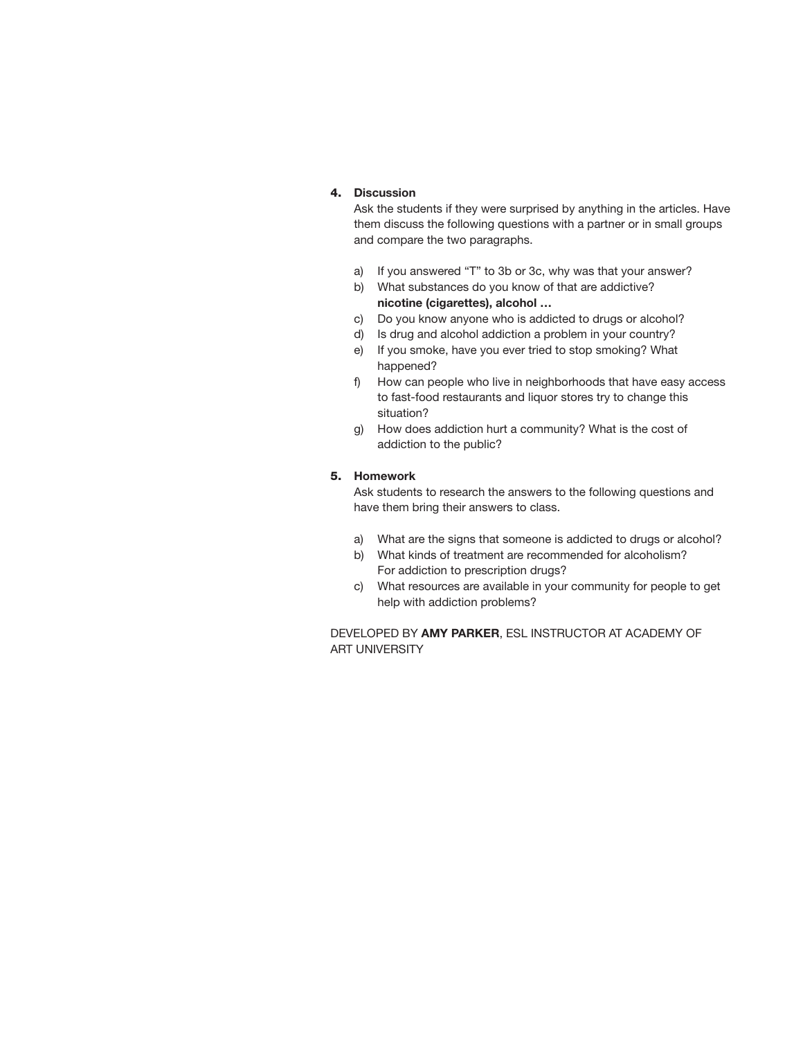4. **Discussion**

   Ask the students if they were surprised by anything in the articles. Have them discuss the following questions with a partner or in small groups and compare the two paragraphs.

   a) If you answered "T" to 3b or 3c, why was that your answer?
   b) What substances do you know of that are addictive?
      **nicotine (cigarettes), alcohol …**
   c) Do you know anyone who is addicted to drugs or alcohol?
   d) Is drug and alcohol addiction a problem in your country?
   e) If you smoke, have you ever tried to stop smoking? What happened?
   f) How can people who live in neighborhoods that have easy access to fast-food restaurants and liquor stores try to change this situation?
   g) How does addiction hurt a community? What is the cost of addiction to the public?

5. **Homework**

   Ask students to research the answers to the following questions and have them bring their answers to class.

   a) What are the signs that someone is addicted to drugs or alcohol?
   b) What kinds of treatment are recommended for alcoholism? For addiction to prescription drugs?
   c) What resources are available in your community for people to get help with addiction problems?

DEVELOPED BY **AMY PARKER**, ESL INSTRUCTOR AT ACADEMY OF ART UNIVERSITY